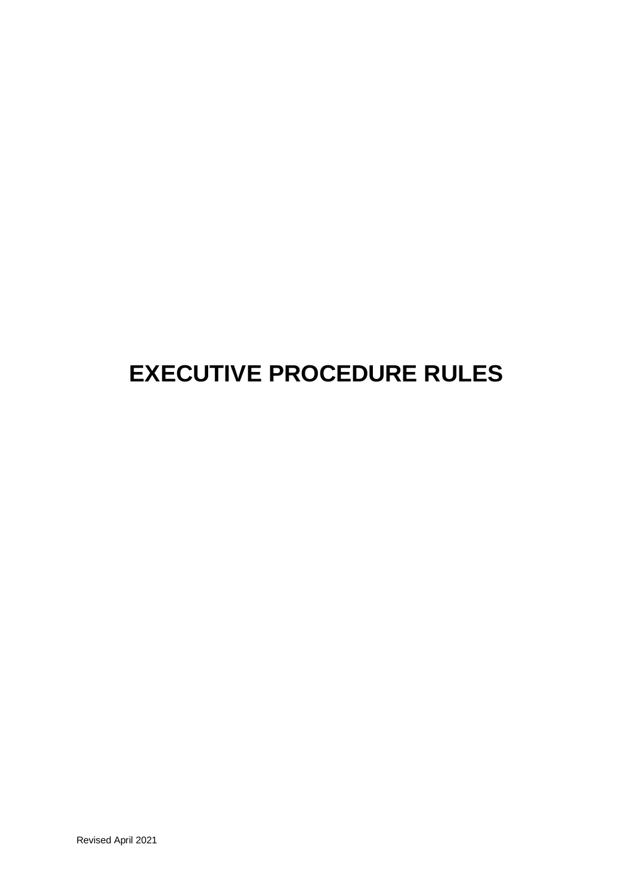# EXECUTIVE PROCEDURE RULES

Revised April 2021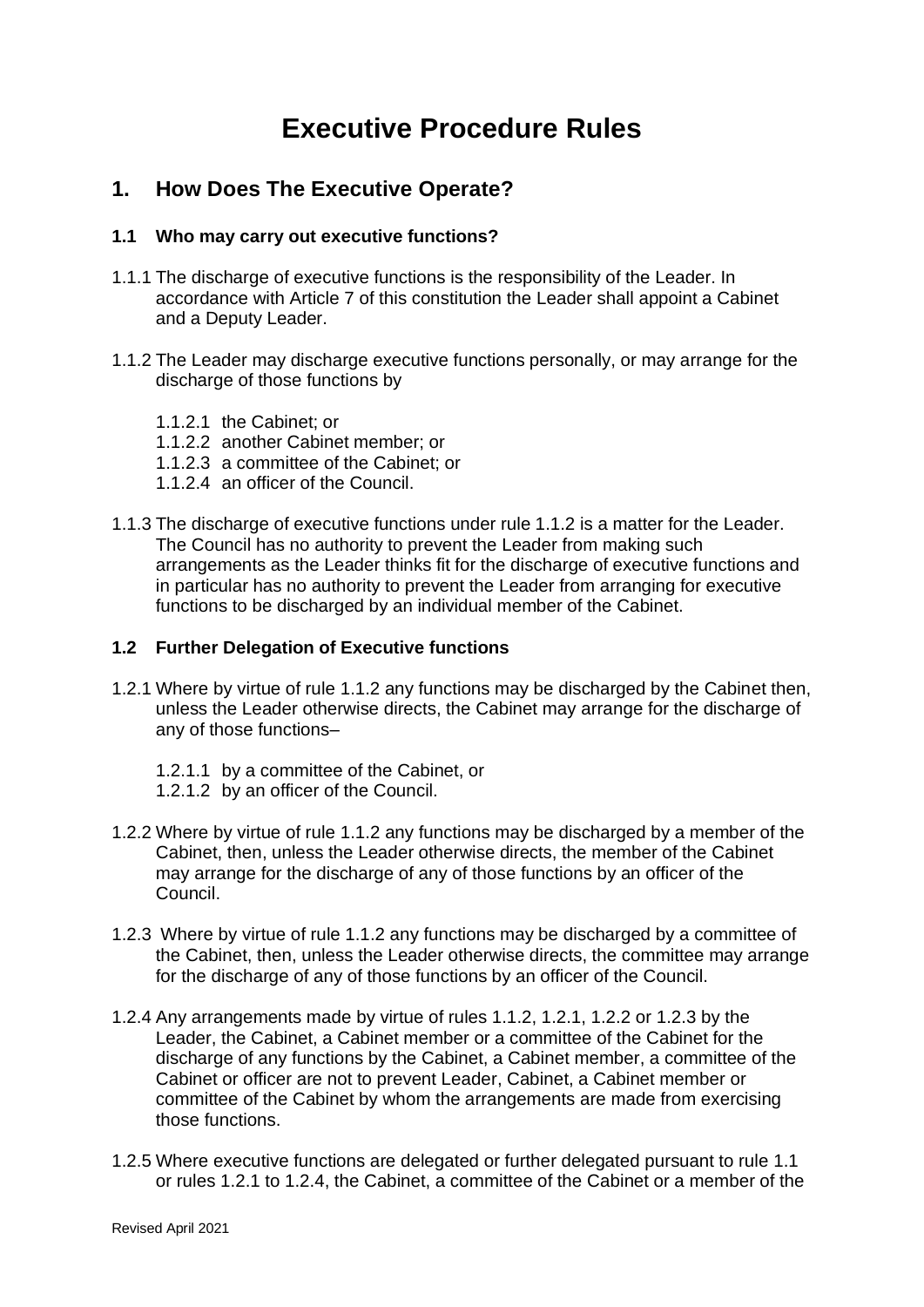# Executive Procedure Rules

## 1. How Does The Executive Operate?

### 1.1 Who may carry out executive functions?

1.1.1 The discharge of executive functions is the responsibility of the Leader. In accordance with Article 7 of this constitution the Leader shall appoint a Cabinet and a Deputy Leader.

1.1.2 The Leader may discharge executive functions personally, or may arrange for the discharge of those functions by

- 1.1.2.1 the Cabinet; or
- 1.1.2.2 another Cabinet member; or
- 1.1.2.3 a committee of the Cabinet; or
- 1.1.2.4 an officer of the Council.

1.1.3 The discharge of executive functions under rule 1.1.2 is a matter for the Leader. The Council has no authority to prevent the Leader from making such arrangements as the Leader thinks fit for the discharge of executive functions and in particular has no authority to prevent the Leader from arranging for executive functions to be discharged by an individual member of the Cabinet.

### 1.2 Further Delegation of Executive functions

1.2.1 Where by virtue of rule 1.1.2 any functions may be discharged by the Cabinet then, unless the Leader otherwise directs, the Cabinet may arrange for the discharge of any of those functions–

- 1.2.1.1 by a committee of the Cabinet, or
- 1.2.1.2 by an officer of the Council.

1.2.2 Where by virtue of rule 1.1.2 any functions may be discharged by a member of the Cabinet, then, unless the Leader otherwise directs, the member of the Cabinet may arrange for the discharge of any of those functions by an officer of the Council.

1.2.3 Where by virtue of rule 1.1.2 any functions may be discharged by a committee of the Cabinet, then, unless the Leader otherwise directs, the committee may arrange for the discharge of any of those functions by an officer of the Council.

1.2.4 Any arrangements made by virtue of rules 1.1.2, 1.2.1, 1.2.2 or 1.2.3 by the Leader, the Cabinet, a Cabinet member or a committee of the Cabinet for the discharge of any functions by the Cabinet, a Cabinet member, a committee of the Cabinet or officer are not to prevent Leader, Cabinet, a Cabinet member or committee of the Cabinet by whom the arrangements are made from exercising those functions.

1.2.5 Where executive functions are delegated or further delegated pursuant to rule 1.1 or rules 1.2.1 to 1.2.4, the Cabinet, a committee of the Cabinet or a member of the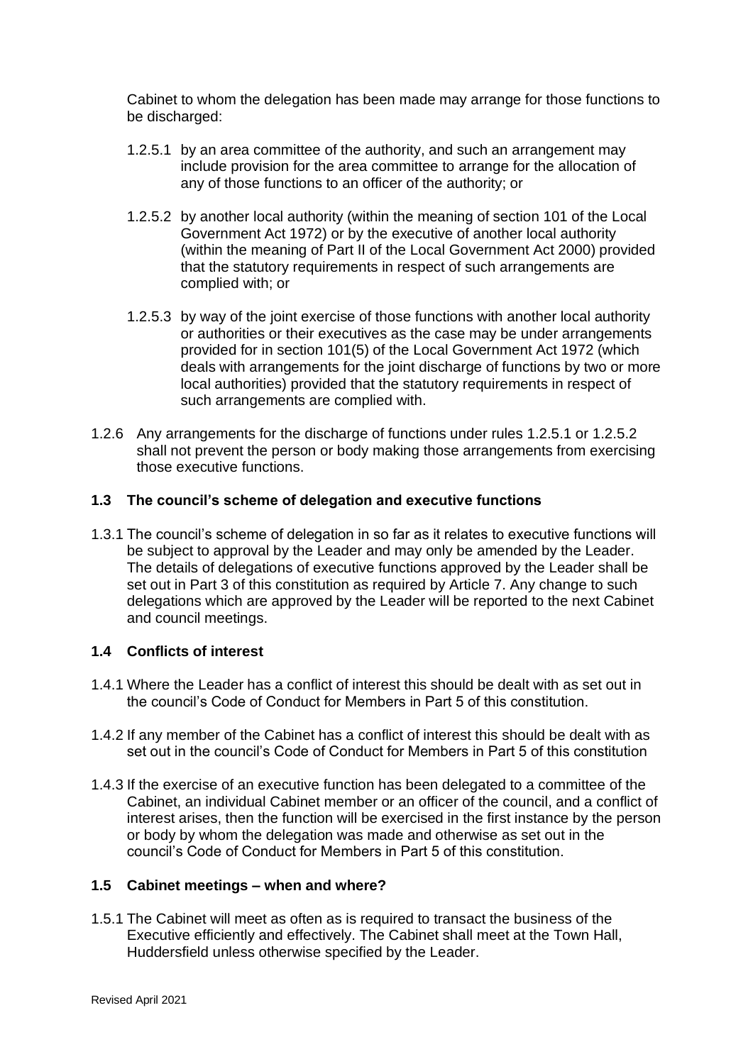Cabinet to whom the delegation has been made may arrange for those functions to be discharged:

1.2.5.1 by an area committee of the authority, and such an arrangement may include provision for the area committee to arrange for the allocation of any of those functions to an officer of the authority; or

1.2.5.2 by another local authority (within the meaning of section 101 of the Local Government Act 1972) or by the executive of another local authority (within the meaning of Part II of the Local Government Act 2000) provided that the statutory requirements in respect of such arrangements are complied with; or

1.2.5.3 by way of the joint exercise of those functions with another local authority or authorities or their executives as the case may be under arrangements provided for in section 101(5) of the Local Government Act 1972 (which deals with arrangements for the joint discharge of functions by two or more local authorities) provided that the statutory requirements in respect of such arrangements are complied with.

1.2.6 Any arrangements for the discharge of functions under rules 1.2.5.1 or 1.2.5.2 shall not prevent the person or body making those arrangements from exercising those executive functions.

### 1.3 The council's scheme of delegation and executive functions

1.3.1 The council's scheme of delegation in so far as it relates to executive functions will be subject to approval by the Leader and may only be amended by the Leader. The details of delegations of executive functions approved by the Leader shall be set out in Part 3 of this constitution as required by Article 7. Any change to such delegations which are approved by the Leader will be reported to the next Cabinet and council meetings.

### 1.4 Conflicts of interest

1.4.1 Where the Leader has a conflict of interest this should be dealt with as set out in the council's Code of Conduct for Members in Part 5 of this constitution.

1.4.2 If any member of the Cabinet has a conflict of interest this should be dealt with as set out in the council's Code of Conduct for Members in Part 5 of this constitution

1.4.3 If the exercise of an executive function has been delegated to a committee of the Cabinet, an individual Cabinet member or an officer of the council, and a conflict of interest arises, then the function will be exercised in the first instance by the person or body by whom the delegation was made and otherwise as set out in the council's Code of Conduct for Members in Part 5 of this constitution.

### 1.5 Cabinet meetings – when and where?

1.5.1 The Cabinet will meet as often as is required to transact the business of the Executive efficiently and effectively. The Cabinet shall meet at the Town Hall, Huddersfield unless otherwise specified by the Leader.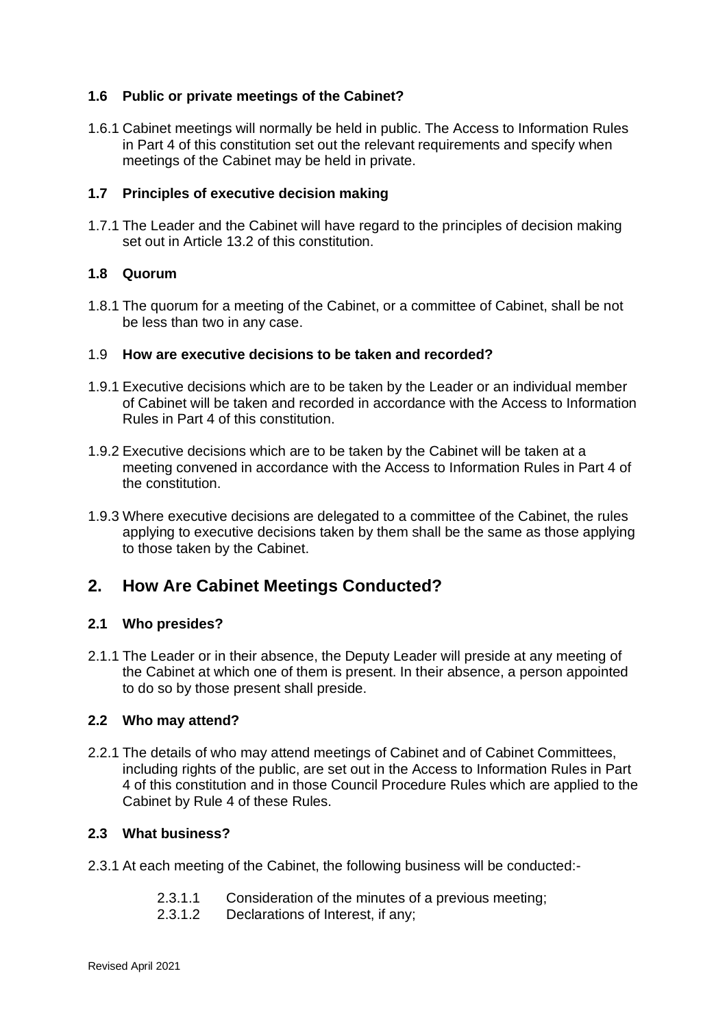### 1.6 Public or private meetings of the Cabinet?

1.6.1 Cabinet meetings will normally be held in public. The Access to Information Rules in Part 4 of this constitution set out the relevant requirements and specify when meetings of the Cabinet may be held in private.

### 1.7 Principles of executive decision making

1.7.1 The Leader and the Cabinet will have regard to the principles of decision making set out in Article 13.2 of this constitution.

### 1.8 Quorum

1.8.1 The quorum for a meeting of the Cabinet, or a committee of Cabinet, shall be not be less than two in any case.

### 1.9 How are executive decisions to be taken and recorded?

1.9.1 Executive decisions which are to be taken by the Leader or an individual member of Cabinet will be taken and recorded in accordance with the Access to Information Rules in Part 4 of this constitution.

1.9.2 Executive decisions which are to be taken by the Cabinet will be taken at a meeting convened in accordance with the Access to Information Rules in Part 4 of the constitution.

1.9.3 Where executive decisions are delegated to a committee of the Cabinet, the rules applying to executive decisions taken by them shall be the same as those applying to those taken by the Cabinet.

## 2. How Are Cabinet Meetings Conducted?

### 2.1 Who presides?

2.1.1 The Leader or in their absence, the Deputy Leader will preside at any meeting of the Cabinet at which one of them is present. In their absence, a person appointed to do so by those present shall preside.

### 2.2 Who may attend?

2.2.1 The details of who may attend meetings of Cabinet and of Cabinet Committees, including rights of the public, are set out in the Access to Information Rules in Part 4 of this constitution and in those Council Procedure Rules which are applied to the Cabinet by Rule 4 of these Rules.

### 2.3 What business?

2.3.1 At each meeting of the Cabinet, the following business will be conducted:-

- 2.3.1.1 Consideration of the minutes of a previous meeting;
- 2.3.1.2 Declarations of Interest, if any;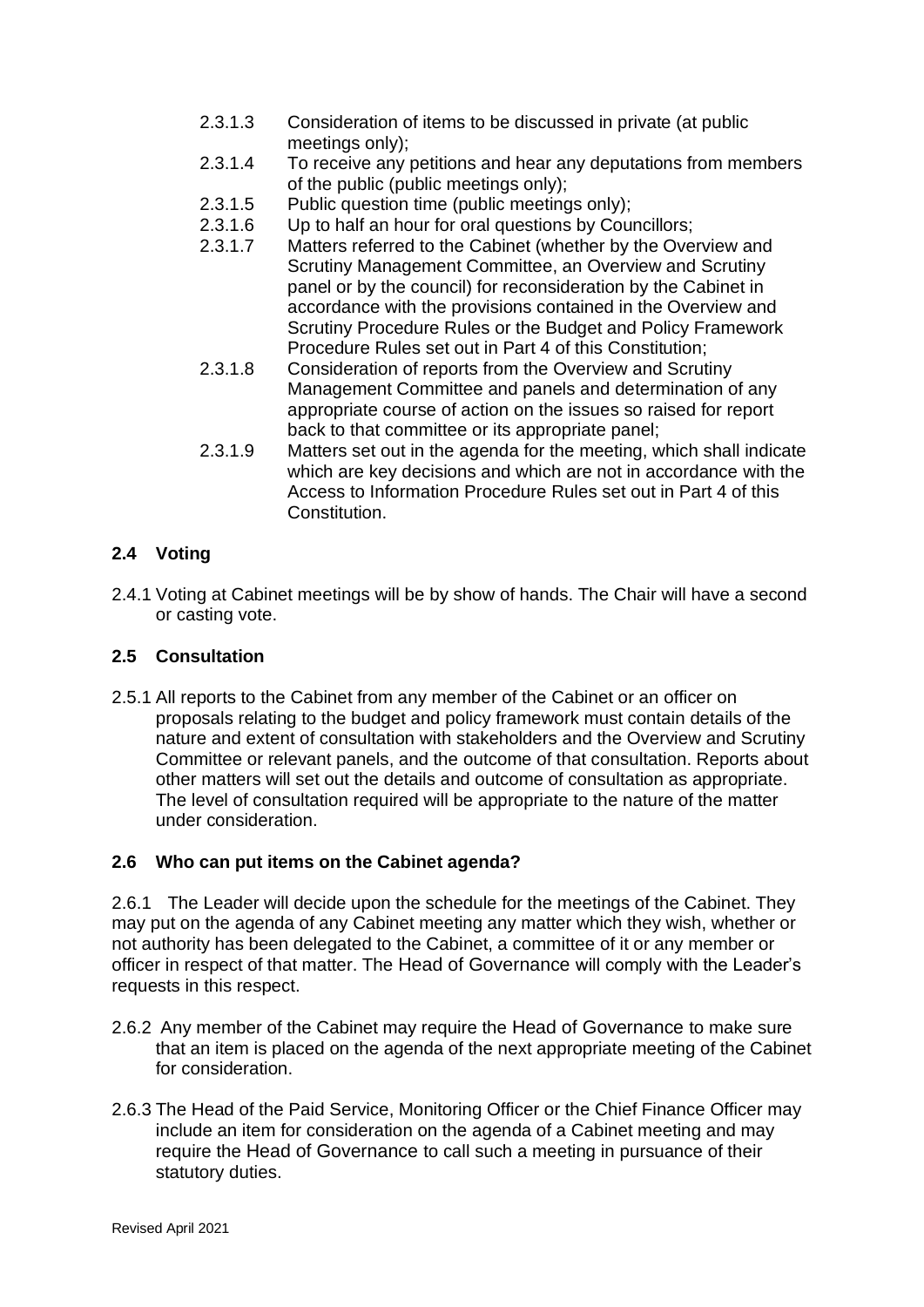2.3.1.3 Consideration of items to be discussed in private (at public meetings only);

2.3.1.4 To receive any petitions and hear any deputations from members of the public (public meetings only);

2.3.1.5 Public question time (public meetings only);

2.3.1.6 Up to half an hour for oral questions by Councillors;

2.3.1.7 Matters referred to the Cabinet (whether by the Overview and Scrutiny Management Committee, an Overview and Scrutiny panel or by the council) for reconsideration by the Cabinet in accordance with the provisions contained in the Overview and Scrutiny Procedure Rules or the Budget and Policy Framework Procedure Rules set out in Part 4 of this Constitution;

2.3.1.8 Consideration of reports from the Overview and Scrutiny Management Committee and panels and determination of any appropriate course of action on the issues so raised for report back to that committee or its appropriate panel;

2.3.1.9 Matters set out in the agenda for the meeting, which shall indicate which are key decisions and which are not in accordance with the Access to Information Procedure Rules set out in Part 4 of this Constitution.

## 2.4 Voting

2.4.1 Voting at Cabinet meetings will be by show of hands. The Chair will have a second or casting vote.

## 2.5 Consultation

2.5.1 All reports to the Cabinet from any member of the Cabinet or an officer on proposals relating to the budget and policy framework must contain details of the nature and extent of consultation with stakeholders and the Overview and Scrutiny Committee or relevant panels, and the outcome of that consultation. Reports about other matters will set out the details and outcome of consultation as appropriate. The level of consultation required will be appropriate to the nature of the matter under consideration.

## 2.6 Who can put items on the Cabinet agenda?

2.6.1 The Leader will decide upon the schedule for the meetings of the Cabinet. They may put on the agenda of any Cabinet meeting any matter which they wish, whether or not authority has been delegated to the Cabinet, a committee of it or any member or officer in respect of that matter. The Head of Governance will comply with the Leader's requests in this respect.

2.6.2 Any member of the Cabinet may require the Head of Governance to make sure that an item is placed on the agenda of the next appropriate meeting of the Cabinet for consideration.

2.6.3 The Head of the Paid Service, Monitoring Officer or the Chief Finance Officer may include an item for consideration on the agenda of a Cabinet meeting and may require the Head of Governance to call such a meeting in pursuance of their statutory duties.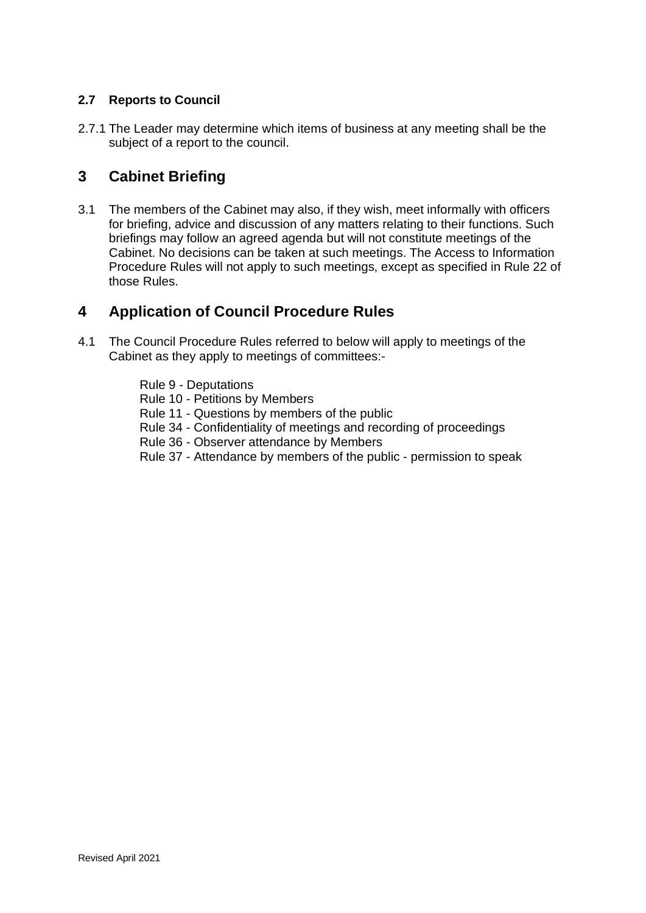### 2.7 Reports to Council

2.7.1 The Leader may determine which items of business at any meeting shall be the subject of a report to the council.

## 3 Cabinet Briefing

3.1 The members of the Cabinet may also, if they wish, meet informally with officers for briefing, advice and discussion of any matters relating to their functions. Such briefings may follow an agreed agenda but will not constitute meetings of the Cabinet. No decisions can be taken at such meetings. The Access to Information Procedure Rules will not apply to such meetings, except as specified in Rule 22 of those Rules.

## 4 Application of Council Procedure Rules

4.1 The Council Procedure Rules referred to below will apply to meetings of the Cabinet as they apply to meetings of committees:-

Rule 9 - Deputations
Rule 10 - Petitions by Members
Rule 11 - Questions by members of the public
Rule 34 - Confidentiality of meetings and recording of proceedings
Rule 36 - Observer attendance by Members
Rule 37 - Attendance by members of the public - permission to speak

Revised April 2021